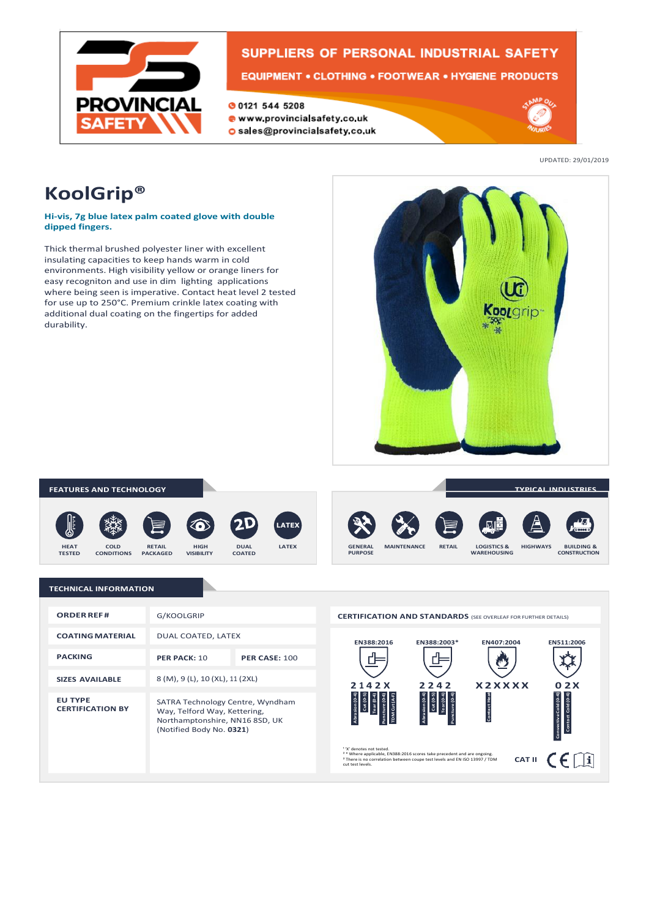PROVINCIAL SAFETY

SUPPLIERS OF PERSONAL INDUSTRIAL SAFETY

EQUIPMENT • CLOTHING • FOOTWEAR • HYGIENE PRODUCTS

0121 544 5208
www.provincialsafety.co.uk
sales@provincialsafety.co.uk

UPDATED: 29/01/2019

# KoolGrip®

**Hi-vis, 7g blue latex palm coated glove with double dipped fingers.**

Thick thermal brushed polyester liner with excellent insulating capacities to keep hands warm in cold environments. High visibility yellow or orange liners for easy recogniton and use in dim lighting applications where being seen is imperative. Contact heat level 2 tested for use up to 250°C. Premium crinkle latex coating with additional dual coating on the fingertips for added durability.

## FEATURES AND TECHNOLOGY

HEAT TESTED · COLD CONDITIONS · RETAIL PACKAGED · HIGH VISIBILITY · DUAL COATED · LATEX

## TYPICAL INDUSTRIES

GENERAL PURPOSE · MAINTENANCE · RETAIL · LOGISTICS & WAREHOUSING · HIGHWAYS · BUILDING & CONSTRUCTION

## TECHNICAL INFORMATION

| | | |
|---|---|---|
| **ORDER REF#** | G/KOOLGRIP | |
| **COATING MATERIAL** | DUAL COATED, LATEX | |
| **PACKING** | **PER PACK:** 10 | **PER CASE:** 100 |
| **SIZES AVAILABLE** | 8 (M), 9 (L), 10 (XL), 11 (2XL) | |
| **EU TYPE CERTIFICATION BY** | SATRA Technology Centre, Wyndham Way, Telford Way, Kettering, Northamptonshire, NN16 8SD, UK (Notified Body No. **0321**) | |

### CERTIFICATION AND STANDARDS (SEE OVERLEAF FOR FURTHER DETAILS)

| EN388:2016 | EN388:2003* | EN407:2004 | EN511:2006 |
|---|---|---|---|
| 2142X | 2242 | X2XXXX | 02X |
| Abrasion (0-4), Cut (0-5), Tear (0-4), Puncture (0-4), TDM Cut (A-F) | Abrasion (0-4), Cut (0-5), Tear (0-4), Puncture (0-4) | Contact Heat | Convective Cold (0-4), Contact Cold (0-4) |

[1] 'X' denotes not tested.
[2] * Where applicable, EN388:2016 scores take precedent and are ongoing.
[3] There is no correlation between coupe test levels and EN ISO 13997 / TDM cut test levels.

CAT II CE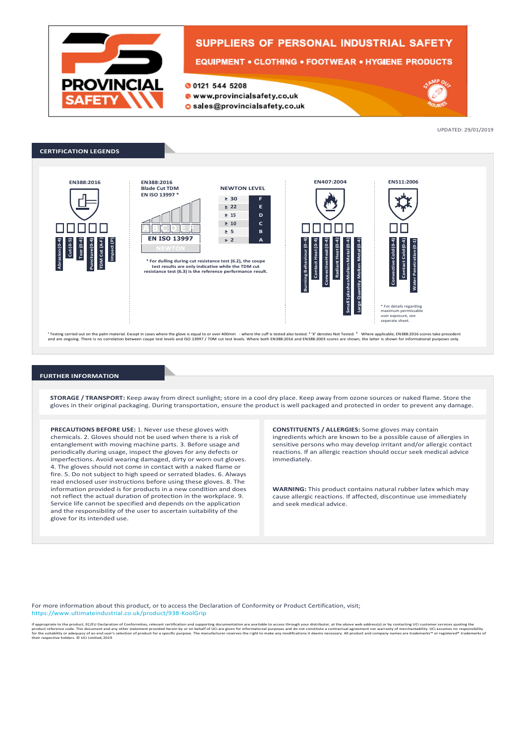# PROVINCIAL SAFETY

SUPPLIERS OF PERSONAL INDUSTRIAL SAFETY

EQUIPMENT • CLOTHING • FOOTWEAR • HYGIENE PRODUCTS

0121 544 5208
www.provincialsafety.co.uk
sales@provincialsafety.co.uk

STAMP OUT INJURIES

UPDATED: 29/01/2019

## CERTIFICATION LEGENDS

**EN388:2016**

Abrasion (0-4)
Cut (0-5)
Tear (0-4)
Puncture (0-4)
TDM Cut (A-F)
Impact (P)

**EN388:2016**
**Blade Cut TDM**
**EN ISO 13997 \***

A B C D E F

EN ISO 13997

NEWTON

| NEWTON LEVEL | |
|---|---|
| ≥ 30 | F |
| ≥ 22 | E |
| ≥ 15 | D |
| ≥ 10 | C |
| ≥ 5 | B |
| ≥ 2 | A |

\* For dulling during cut resistance test (6.2), the coupe test results are only indicative while the TDM cut resistance test (6.3) is the reference performance result.

**EN407:2004**

Burning Behaviour (0-4)
Contact Heat (0-4)
Convective Heat (0-4)
Radiant Heat (0-4)
Small Splashes Molten Metal (0-4)
Large Quantity Molten Metal (0-4)

**EN511:2006**

Convective Cold (0-4)
Contact Cold (0-4)
Water Penetration (0-1)

\* For details regarding maximum permissable user exposure, see seperate sheet.

[1] Testing carried out on the palm material. Except in cases where the glove is equal to or over 400mm - where the cuff is tested also tested. [2] 'X' denotes Not Tested. [3] Where applicable, EN388:2016 scores take precedent and are ongoing. There is no correlation between coupe test levels and ISO 13997 / TDM cut test levels. Where both EN388:2016 and EN388:2003 scores are shown, the latter is shown for informational purposes only.

## FURTHER INFORMATION

**STORAGE / TRANSPORT:** Keep away from direct sunlight; store in a cool dry place. Keep away from ozone sources or naked flame. Store the gloves in their original packaging. During transportation, ensure the product is well packaged and protected in order to prevent any damage.

**PRECAUTIONS BEFORE USE:** 1. Never use these gloves with chemicals. 2. Gloves should not be used when there is a risk of entanglement with moving machine parts. 3. Before usage and periodically during usage, inspect the gloves for any defects or imperfections. Avoid wearing damaged, dirty or worn out gloves. 4. The gloves should not come in contact with a naked flame or fire. 5. Do not subject to high speed or serrated blades. 6. Always read enclosed user instructions before using these gloves. 8. The information provided is for products in a new condition and does not reflect the actual duration of protection in the workplace. 9. Service life cannot be specified and depends on the application and the responsibility of the user to ascertain suitability of the glove for its intended use.

**CONSTITUENTS / ALLERGIES:** Some gloves may contain ingredients which are known to be a possible cause of allergies in sensitive persons who may develop irritant and/or allergic contact reactions. If an allergic reaction should occur seek medical advice immediately.

**WARNING:** This product contains natural rubber latex which may cause allergic reactions. If affected, discontinue use immediately and seek medical advice.

For more information about this product, or to access the Declaration of Conformity or Product Certification, visit;
https://www.ultimateindustrial.co.uk/product/938-KoolGrip

If appropriate to the product, EC/EU Declaration of Conformities, relevant certification and supporting documentation are available to access through your distributor, at the above web address(s) or by contacting UCi customer services quoting the product reference code. This document and any other statement provided herein by or on behalf of UCi are given for informational purposes and do not constitute a contractual agreement nor warranty of merchantability. UCi assumes no responsibility for the suitability or adequacy of an end user's selection of product for a specific purpose. The manufacturer reserves the right to make any modifications it deems necessary. All product and company names are trademarks™ or registered® trademarks of their respective holders. © UCi Limited, 2019